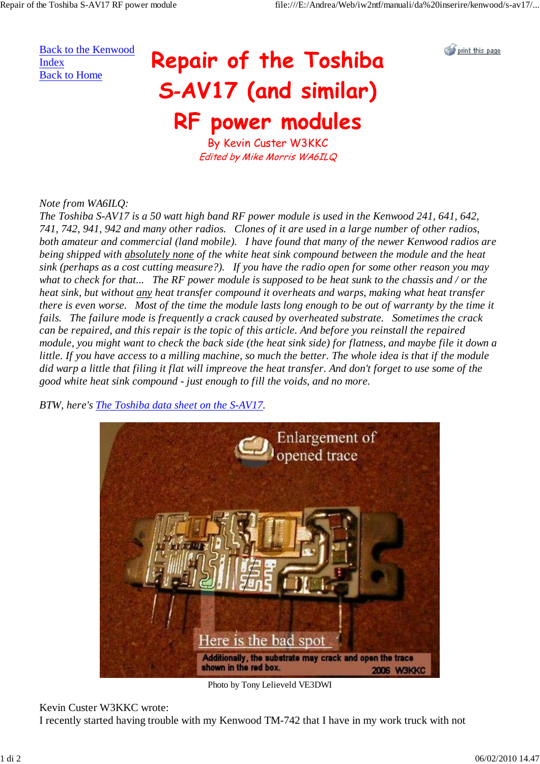[Back to the Kenwood Index](#)
[Back to Home](#)

# Repair of the Toshiba S-AV17 (and similar) RF power modules

By Kevin Custer W3KKC

*Edited by Mike Morris WA6ILQ*

*Note from WA6ILQ:*
*The Toshiba S-AV17 is a 50 watt high band RF power module is used in the Kenwood 241, 641, 642, 741, 742, 941, 942 and many other radios. Clones of it are used in a large number of other radios, both amateur and commercial (land mobile). I have found that many of the newer Kenwood radios are being shipped with absolutely none of the white heat sink compound between the module and the heat sink (perhaps as a cost cutting measure?). If you have the radio open for some other reason you may what to check for that... The RF power module is supposed to be heat sunk to the chassis and / or the heat sink, but without any heat transfer compound it overheats and warps, making what heat transfer there is even worse. Most of the time the module lasts long enough to be out of warranty by the time it fails. The failure mode is frequently a crack caused by overheated substrate. Sometimes the crack can be repaired, and this repair is the topic of this article. And before you reinstall the repaired module, you might want to check the back side (the heat sink side) for flatness, and maybe file it down a little. If you have access to a milling machine, so much the better. The whole idea is that if the module did warp a little that filing it flat will impreove the heat transfer. And don't forget to use some of the good white heat sink compound - just enough to fill the voids, and no more.*

*BTW, here's* [The Toshiba data sheet on the S-AV17](#).

Photo by Tony Lelieveld VE3DWI

Kevin Custer W3KKC wrote:
I recently started having trouble with my Kenwood TM-742 that I have in my work truck with not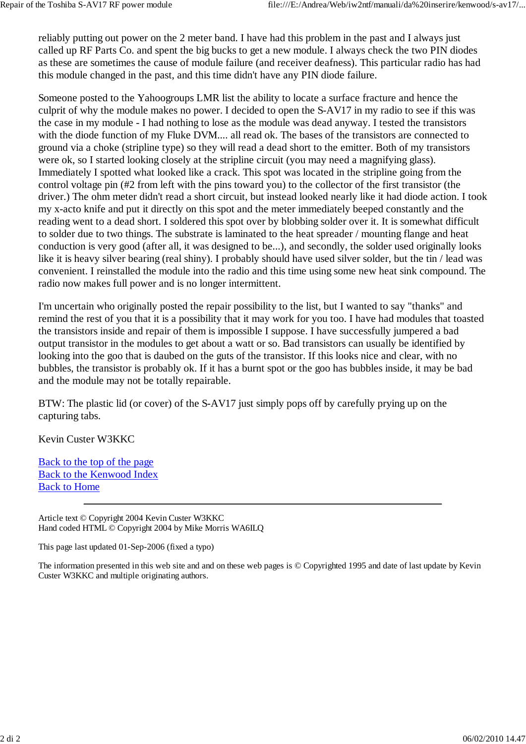reliably putting out power on the 2 meter band. I have had this problem in the past and I always just called up RF Parts Co. and spent the big bucks to get a new module. I always check the two PIN diodes as these are sometimes the cause of module failure (and receiver deafness). This particular radio has had this module changed in the past, and this time didn't have any PIN diode failure.

Someone posted to the Yahoogroups LMR list the ability to locate a surface fracture and hence the culprit of why the module makes no power. I decided to open the S-AV17 in my radio to see if this was the case in my module - I had nothing to lose as the module was dead anyway. I tested the transistors with the diode function of my Fluke DVM.... all read ok. The bases of the transistors are connected to ground via a choke (stripline type) so they will read a dead short to the emitter. Both of my transistors were ok, so I started looking closely at the stripline circuit (you may need a magnifying glass). Immediately I spotted what looked like a crack. This spot was located in the stripline going from the control voltage pin (#2 from left with the pins toward you) to the collector of the first transistor (the driver.) The ohm meter didn't read a short circuit, but instead looked nearly like it had diode action. I took my x-acto knife and put it directly on this spot and the meter immediately beeped constantly and the reading went to a dead short. I soldered this spot over by blobbing solder over it. It is somewhat difficult to solder due to two things. The substrate is laminated to the heat spreader / mounting flange and heat conduction is very good (after all, it was designed to be...), and secondly, the solder used originally looks like it is heavy silver bearing (real shiny). I probably should have used silver solder, but the tin / lead was convenient. I reinstalled the module into the radio and this time using some new heat sink compound. The radio now makes full power and is no longer intermittent.

I'm uncertain who originally posted the repair possibility to the list, but I wanted to say "thanks" and remind the rest of you that it is a possibility that it may work for you too. I have had modules that toasted the transistors inside and repair of them is impossible I suppose. I have successfully jumpered a bad output transistor in the modules to get about a watt or so. Bad transistors can usually be identified by looking into the goo that is daubed on the guts of the transistor. If this looks nice and clear, with no bubbles, the transistor is probably ok. If it has a burnt spot or the goo has bubbles inside, it may be bad and the module may not be totally repairable.

BTW: The plastic lid (or cover) of the S-AV17 just simply pops off by carefully prying up on the capturing tabs.

Kevin Custer W3KKC

Back to the top of the page
Back to the Kenwood Index
Back to Home

---

Article text © Copyright 2004 Kevin Custer W3KKC
Hand coded HTML © Copyright 2004 by Mike Morris WA6ILQ

This page last updated 01-Sep-2006 (fixed a typo)

The information presented in this web site and and on these web pages is © Copyrighted 1995 and date of last update by Kevin Custer W3KKC and multiple originating authors.